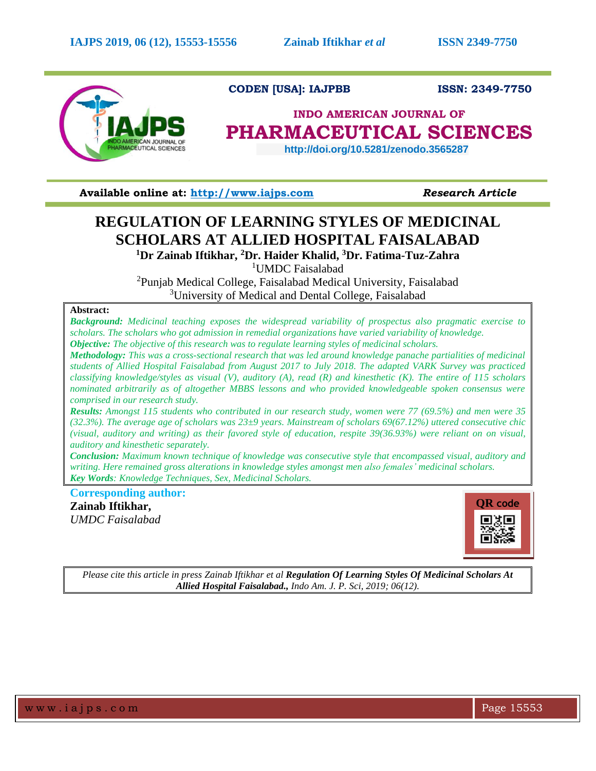CODEN [USA]: IAJPBB ISSN: 2349-7750

INDO AMERICAN JOURNAL OF

PHARMACEUTICAL SCIENCES

http://doi.org/10.5281/zenodo.3565287

Available online at: http://www.iajps.com *Research Article*

# REGULATION OF LEARNING STYLES OF MEDICINAL SCHOLARS AT ALLIED HOSPITAL FAISALABAD

**[1]Dr Zainab Iftikhar, [2]Dr. Haider Khalid, [3]Dr. Fatima-Tuz-Zahra**

[1]UMDC Faisalabad

[2]Punjab Medical College, Faisalabad Medical University, Faisalabad

[3]University of Medical and Dental College, Faisalabad

**Abstract:**

***Background:*** *Medicinal teaching exposes the widespread variability of prospectus also pragmatic exercise to scholars. The scholars who got admission in remedial organizations have varied variability of knowledge.*

***Objective:*** *The objective of this research was to regulate learning styles of medicinal scholars.*

***Methodology:*** *This was a cross-sectional research that was led around knowledge panache partialities of medicinal students of Allied Hospital Faisalabad from August 2017 to July 2018. The adapted VARK Survey was practiced classifying knowledge/styles as visual (V), auditory (A), read (R) and kinesthetic (K). The entire of 115 scholars nominated arbitrarily as of altogether MBBS lessons and who provided knowledgeable spoken consensus were comprised in our research study.*

***Results:*** *Amongst 115 students who contributed in our research study, women were 77 (69.5%) and men were 35 (32.3%). The average age of scholars was 23±9 years. Mainstream of scholars 69(67.12%) uttered consecutive chic (visual, auditory and writing) as their favored style of education, respite 39(36.93%) were reliant on on visual, auditory and kinesthetic separately.*

***Conclusion:*** *Maximum known technique of knowledge was consecutive style that encompassed visual, auditory and writing. Here remained gross alterations in knowledge styles amongst men also females' medicinal scholars.*

***Key Words****: Knowledge Techniques, Sex, Medicinal Scholars.*

**Corresponding author:**

**Zainab Iftikhar,**

*UMDC Faisalabad*

QR code

*Please cite this article in press Zainab Iftikhar et al* ***Regulation Of Learning Styles Of Medicinal Scholars At Allied Hospital Faisalabad.****, Indo Am. J. P. Sci, 2019; 06(12).*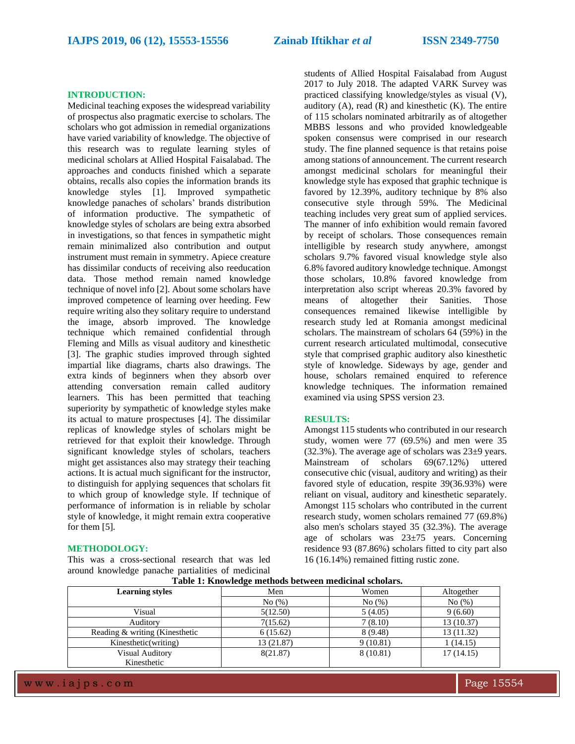## INTRODUCTION:

Medicinal teaching exposes the widespread variability of prospectus also pragmatic exercise to scholars. The scholars who got admission in remedial organizations have varied variability of knowledge. The objective of this research was to regulate learning styles of medicinal scholars at Allied Hospital Faisalabad. The approaches and conducts finished which a separate obtains, recalls also copies the information brands its knowledge styles [1]. Improved sympathetic knowledge panaches of scholars' brands distribution of information productive. The sympathetic of knowledge styles of scholars are being extra absorbed in investigations, so that fences in sympathetic might remain minimalized also contribution and output instrument must remain in symmetry. Apiece creature has dissimilar conducts of receiving also reeducation data. Those method remain named knowledge technique of novel info [2]. About some scholars have improved competence of learning over heeding. Few require writing also they solitary require to understand the image, absorb improved. The knowledge technique which remained confidential through Fleming and Mills as visual auditory and kinesthetic [3]. The graphic studies improved through sighted impartial like diagrams, charts also drawings. The extra kinds of beginners when they absorb over attending conversation remain called auditory learners. This has been permitted that teaching superiority by sympathetic of knowledge styles make its actual to mature prospectuses [4]. The dissimilar replicas of knowledge styles of scholars might be retrieved for that exploit their knowledge. Through significant knowledge styles of scholars, teachers might get assistances also may strategy their teaching actions. It is actual much significant for the instructor, to distinguish for applying sequences that scholars fit to which group of knowledge style. If technique of performance of information is in reliable by scholar style of knowledge, it might remain extra cooperative for them [5].

## METHODOLOGY:

This was a cross-sectional research that was led around knowledge panache partialities of medicinal students of Allied Hospital Faisalabad from August 2017 to July 2018. The adapted VARK Survey was practiced classifying knowledge/styles as visual (V), auditory (A), read (R) and kinesthetic (K). The entire of 115 scholars nominated arbitrarily as of altogether MBBS lessons and who provided knowledgeable spoken consensus were comprised in our research study. The fine planned sequence is that retains poise among stations of announcement. The current research amongst medicinal scholars for meaningful their knowledge style has exposed that graphic technique is favored by 12.39%, auditory technique by 8% also consecutive style through 59%. The Medicinal teaching includes very great sum of applied services. The manner of info exhibition would remain favored by receipt of scholars. Those consequences remain intelligible by research study anywhere, amongst scholars 9.7% favored visual knowledge style also 6.8% favored auditory knowledge technique. Amongst those scholars, 10.8% favored knowledge from interpretation also script whereas 20.3% favored by means of altogether their Sanities. Those consequences remained likewise intelligible by research study led at Romania amongst medicinal scholars. The mainstream of scholars 64 (59%) in the current research articulated multimodal, consecutive style that comprised graphic auditory also kinesthetic style of knowledge. Sideways by age, gender and house, scholars remained enquired to reference knowledge techniques. The information remained examined via using SPSS version 23.

## RESULTS:

Amongst 115 students who contributed in our research study, women were 77 (69.5%) and men were 35 (32.3%). The average age of scholars was 23±9 years. Mainstream of scholars 69(67.12%) uttered consecutive chic (visual, auditory and writing) as their favored style of education, respite 39(36.93%) were reliant on visual, auditory and kinesthetic separately. Amongst 115 scholars who contributed in the current research study, women scholars remained 77 (69.8%) also men's scholars stayed 35 (32.3%). The average age of scholars was 23±75 years. Concerning residence 93 (87.86%) scholars fitted to city part also 16 (16.14%) remained fitting rustic zone.

**Table 1: Knowledge methods between medicinal scholars.**

| Learning styles | Men | Women | Altogether |
|---|---|---|---|
| | No (%) | No (%) | No (%) |
| Visual | 5(12.50) | 5 (4.05) | 9 (6.60) |
| Auditory | 7(15.62) | 7 (8.10) | 13 (10.37) |
| Reading & writing (Kinesthetic | 6 (15.62) | 8 (9.48) | 13 (11.32) |
| Kinesthetic(writing) | 13 (21.87) | 9 (10.81) | 1 (14.15) |
| Visual Auditory Kinesthetic | 8(21.87) | 8 (10.81) | 17 (14.15) |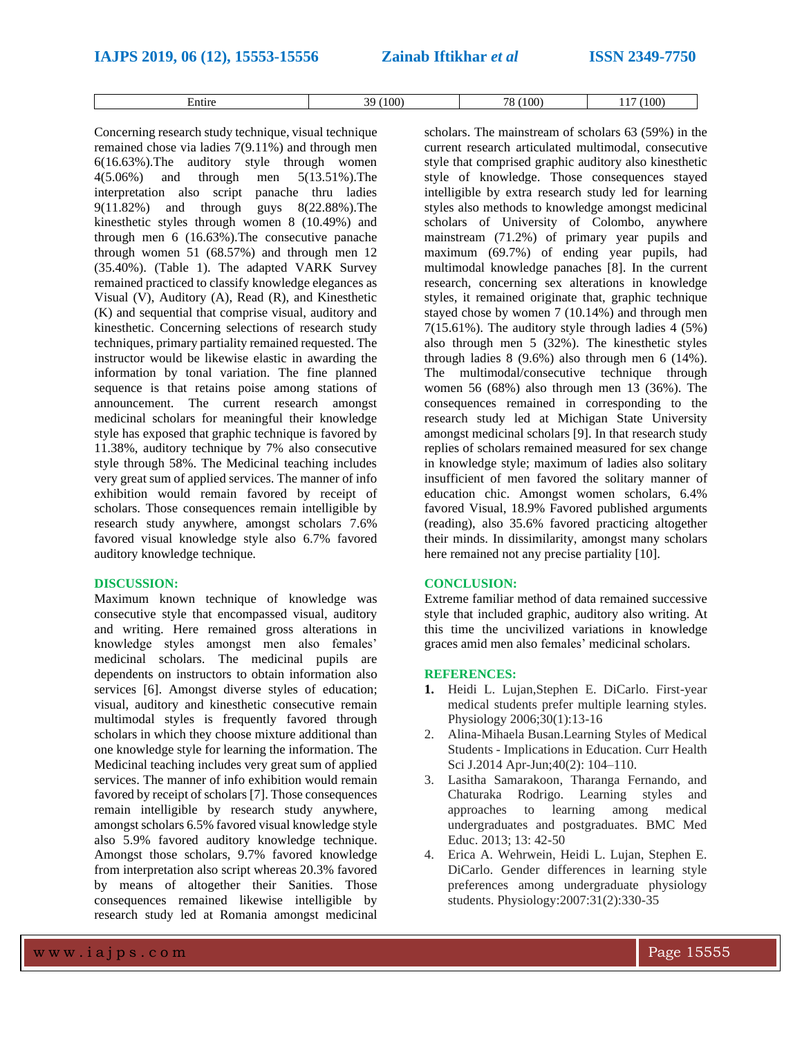| Entire | 39 (100) | 78 (100) | 117 (100) |
|---|---|---|---|

Concerning research study technique, visual technique remained chose via ladies 7(9.11%) and through men 6(16.63%).The auditory style through women 4(5.06%) and through men 5(13.51%).The interpretation also script panache thru ladies 9(11.82%) and through guys 8(22.88%).The kinesthetic styles through women 8 (10.49%) and through men 6 (16.63%).The consecutive panache through women 51 (68.57%) and through men 12 (35.40%). (Table 1). The adapted VARK Survey remained practiced to classify knowledge elegances as Visual (V), Auditory (A), Read (R), and Kinesthetic (K) and sequential that comprise visual, auditory and kinesthetic. Concerning selections of research study techniques, primary partiality remained requested. The instructor would be likewise elastic in awarding the information by tonal variation. The fine planned sequence is that retains poise among stations of announcement. The current research amongst medicinal scholars for meaningful their knowledge style has exposed that graphic technique is favored by 11.38%, auditory technique by 7% also consecutive style through 58%. The Medicinal teaching includes very great sum of applied services. The manner of info exhibition would remain favored by receipt of scholars. Those consequences remain intelligible by research study anywhere, amongst scholars 7.6% favored visual knowledge style also 6.7% favored auditory knowledge technique.

## DISCUSSION:

Maximum known technique of knowledge was consecutive style that encompassed visual, auditory and writing. Here remained gross alterations in knowledge styles amongst men also females' medicinal scholars. The medicinal pupils are dependents on instructors to obtain information also services [6]. Amongst diverse styles of education; visual, auditory and kinesthetic consecutive remain multimodal styles is frequently favored through scholars in which they choose mixture additional than one knowledge style for learning the information. The Medicinal teaching includes very great sum of applied services. The manner of info exhibition would remain favored by receipt of scholars [7]. Those consequences remain intelligible by research study anywhere, amongst scholars 6.5% favored visual knowledge style also 5.9% favored auditory knowledge technique. Amongst those scholars, 9.7% favored knowledge from interpretation also script whereas 20.3% favored by means of altogether their Sanities. Those consequences remained likewise intelligible by research study led at Romania amongst medicinal scholars. The mainstream of scholars 63 (59%) in the current research articulated multimodal, consecutive style that comprised graphic auditory also kinesthetic style of knowledge. Those consequences stayed intelligible by extra research study led for learning styles also methods to knowledge amongst medicinal scholars of University of Colombo, anywhere mainstream (71.2%) of primary year pupils and maximum (69.7%) of ending year pupils, had multimodal knowledge panaches [8]. In the current research, concerning sex alterations in knowledge styles, it remained originate that, graphic technique stayed chose by women 7 (10.14%) and through men 7(15.61%). The auditory style through ladies 4 (5%) also through men 5 (32%). The kinesthetic styles through ladies 8 (9.6%) also through men 6 (14%). The multimodal/consecutive technique through women 56 (68%) also through men 13 (36%). The consequences remained in corresponding to the research study led at Michigan State University amongst medicinal scholars [9]. In that research study replies of scholars remained measured for sex change in knowledge style; maximum of ladies also solitary insufficient of men favored the solitary manner of education chic. Amongst women scholars, 6.4% favored Visual, 18.9% Favored published arguments (reading), also 35.6% favored practicing altogether their minds. In dissimilarity, amongst many scholars here remained not any precise partiality [10].

## CONCLUSION:

Extreme familiar method of data remained successive style that included graphic, auditory also writing. At this time the uncivilized variations in knowledge graces amid men also females' medicinal scholars.

## REFERENCES:

1. Heidi L. Lujan,Stephen E. DiCarlo. First-year medical students prefer multiple learning styles. Physiology 2006;30(1):13-16
2. Alina-Mihaela Busan.Learning Styles of Medical Students - Implications in Education. Curr Health Sci J.2014 Apr-Jun;40(2): 104–110.
3. Lasitha Samarakoon, Tharanga Fernando, and Chaturaka Rodrigo. Learning styles and approaches to learning among medical undergraduates and postgraduates. BMC Med Educ. 2013; 13: 42-50
4. Erica A. Wehrwein, Heidi L. Lujan, Stephen E. DiCarlo. Gender differences in learning style preferences among undergraduate physiology students. Physiology:2007:31(2):330-35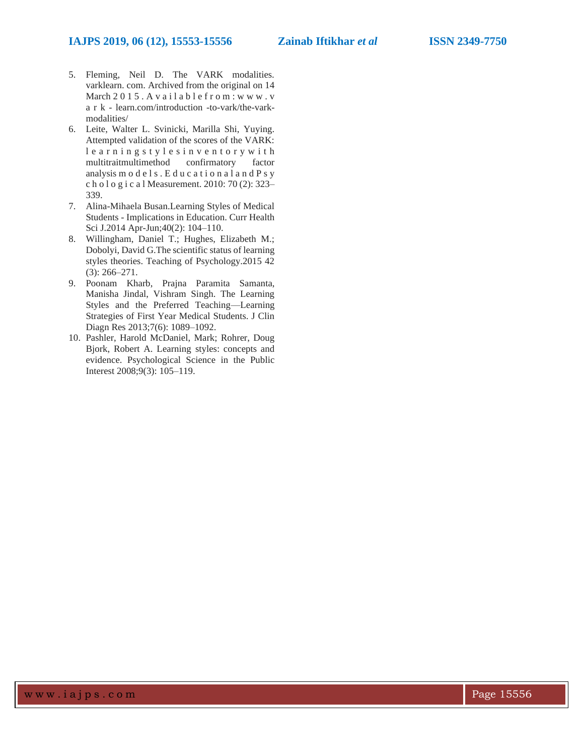5. Fleming, Neil D. The VARK modalities. varklearn. com. Archived from the original on 14 March 2015. Available from: www.vark - learn.com/introduction -to-vark/the-vark-modalities/
6. Leite, Walter L. Svinicki, Marilla Shi, Yuying. Attempted validation of the scores of the VARK: learning styles inventory with multitraitmultimethod confirmatory factor analysis models. Educational and Psychological Measurement. 2010: 70 (2): 323–339.
7. Alina-Mihaela Busan.Learning Styles of Medical Students - Implications in Education. Curr Health Sci J.2014 Apr-Jun;40(2): 104–110.
8. Willingham, Daniel T.; Hughes, Elizabeth M.; Dobolyi, David G.The scientific status of learning styles theories. Teaching of Psychology.2015 42 (3): 266–271.
9. Poonam Kharb, Prajna Paramita Samanta, Manisha Jindal, Vishram Singh. The Learning Styles and the Preferred Teaching—Learning Strategies of First Year Medical Students. J Clin Diagn Res 2013;7(6): 1089–1092.
10. Pashler, Harold McDaniel, Mark; Rohrer, Doug Bjork, Robert A. Learning styles: concepts and evidence. Psychological Science in the Public Interest 2008;9(3): 105–119.